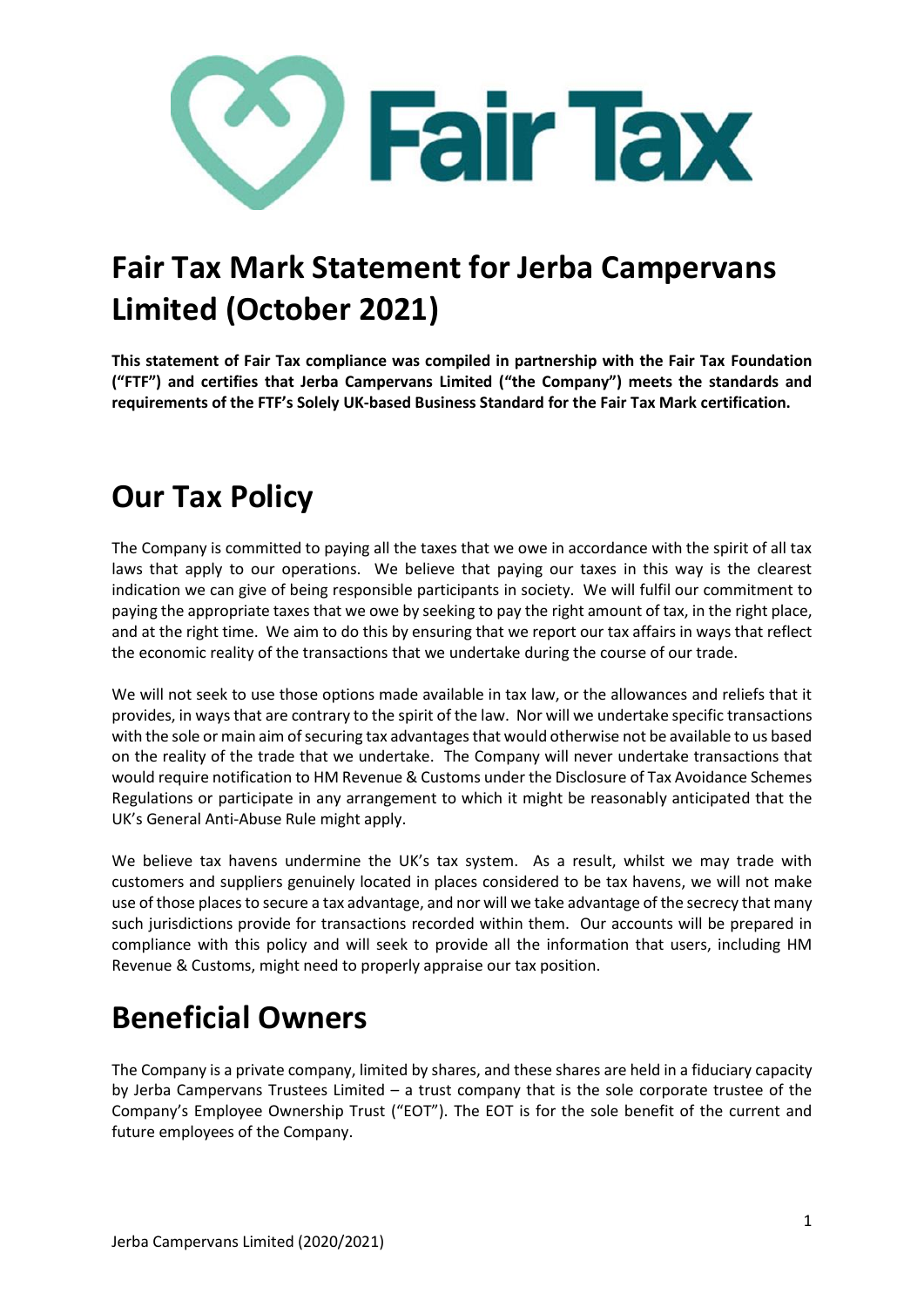# Fair Tax Mark Statement for Jerba Campervans Limited (October 2021)

**This statement of Fair Tax compliance was compiled in partnership with the Fair Tax Foundation ("FTF") and certifies that Jerba Campervans Limited ("the Company") meets the standards and requirements of the FTF's Solely UK-based Business Standard for the Fair Tax Mark certification.**

# Our Tax Policy

The Company is committed to paying all the taxes that we owe in accordance with the spirit of all tax laws that apply to our operations. We believe that paying our taxes in this way is the clearest indication we can give of being responsible participants in society. We will fulfil our commitment to paying the appropriate taxes that we owe by seeking to pay the right amount of tax, in the right place, and at the right time. We aim to do this by ensuring that we report our tax affairs in ways that reflect the economic reality of the transactions that we undertake during the course of our trade.

We will not seek to use those options made available in tax law, or the allowances and reliefs that it provides, in ways that are contrary to the spirit of the law. Nor will we undertake specific transactions with the sole or main aim of securing tax advantages that would otherwise not be available to us based on the reality of the trade that we undertake. The Company will never undertake transactions that would require notification to HM Revenue & Customs under the Disclosure of Tax Avoidance Schemes Regulations or participate in any arrangement to which it might be reasonably anticipated that the UK's General Anti-Abuse Rule might apply.

We believe tax havens undermine the UK's tax system. As a result, whilst we may trade with customers and suppliers genuinely located in places considered to be tax havens, we will not make use of those places to secure a tax advantage, and nor will we take advantage of the secrecy that many such jurisdictions provide for transactions recorded within them. Our accounts will be prepared in compliance with this policy and will seek to provide all the information that users, including HM Revenue & Customs, might need to properly appraise our tax position.

# Beneficial Owners

The Company is a private company, limited by shares, and these shares are held in a fiduciary capacity by Jerba Campervans Trustees Limited – a trust company that is the sole corporate trustee of the Company's Employee Ownership Trust ("EOT"). The EOT is for the sole benefit of the current and future employees of the Company.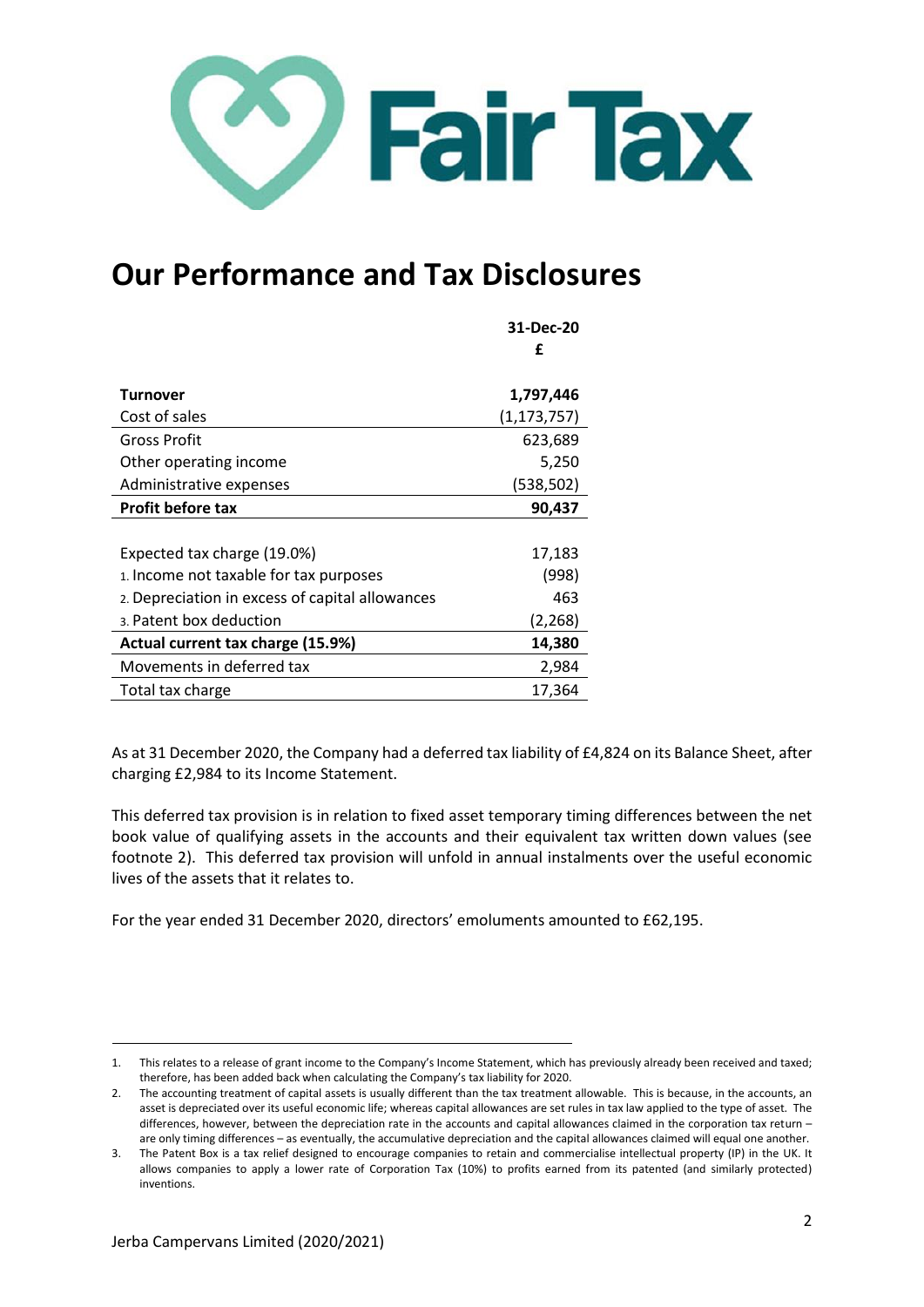Fair Tax

# Our Performance and Tax Disclosures

| | 31-Dec-20 £ |
|---|---|
| **Turnover** | **1,797,446** |
| Cost of sales | (1,173,757) |
| Gross Profit | 623,689 |
| Other operating income | 5,250 |
| Administrative expenses | (538,502) |
| **Profit before tax** | **90,437** |
| | |
| Expected tax charge (19.0%) | 17,183 |
| 1. Income not taxable for tax purposes | (998) |
| 2. Depreciation in excess of capital allowances | 463 |
| 3. Patent box deduction | (2,268) |
| **Actual current tax charge (15.9%)** | **14,380** |
| Movements in deferred tax | 2,984 |
| Total tax charge | 17,364 |

As at 31 December 2020, the Company had a deferred tax liability of £4,824 on its Balance Sheet, after charging £2,984 to its Income Statement.

This deferred tax provision is in relation to fixed asset temporary timing differences between the net book value of qualifying assets in the accounts and their equivalent tax written down values (see footnote 2). This deferred tax provision will unfold in annual instalments over the useful economic lives of the assets that it relates to.

For the year ended 31 December 2020, directors' emoluments amounted to £62,195.

1. This relates to a release of grant income to the Company's Income Statement, which has previously already been received and taxed; therefore, has been added back when calculating the Company's tax liability for 2020.
2. The accounting treatment of capital assets is usually different than the tax treatment allowable. This is because, in the accounts, an asset is depreciated over its useful economic life; whereas capital allowances are set rules in tax law applied to the type of asset. The differences, however, between the depreciation rate in the accounts and capital allowances claimed in the corporation tax return – are only timing differences – as eventually, the accumulative depreciation and the capital allowances claimed will equal one another.
3. The Patent Box is a tax relief designed to encourage companies to retain and commercialise intellectual property (IP) in the UK. It allows companies to apply a lower rate of Corporation Tax (10%) to profits earned from its patented (and similarly protected) inventions.

Jerba Campervans Limited (2020/2021)